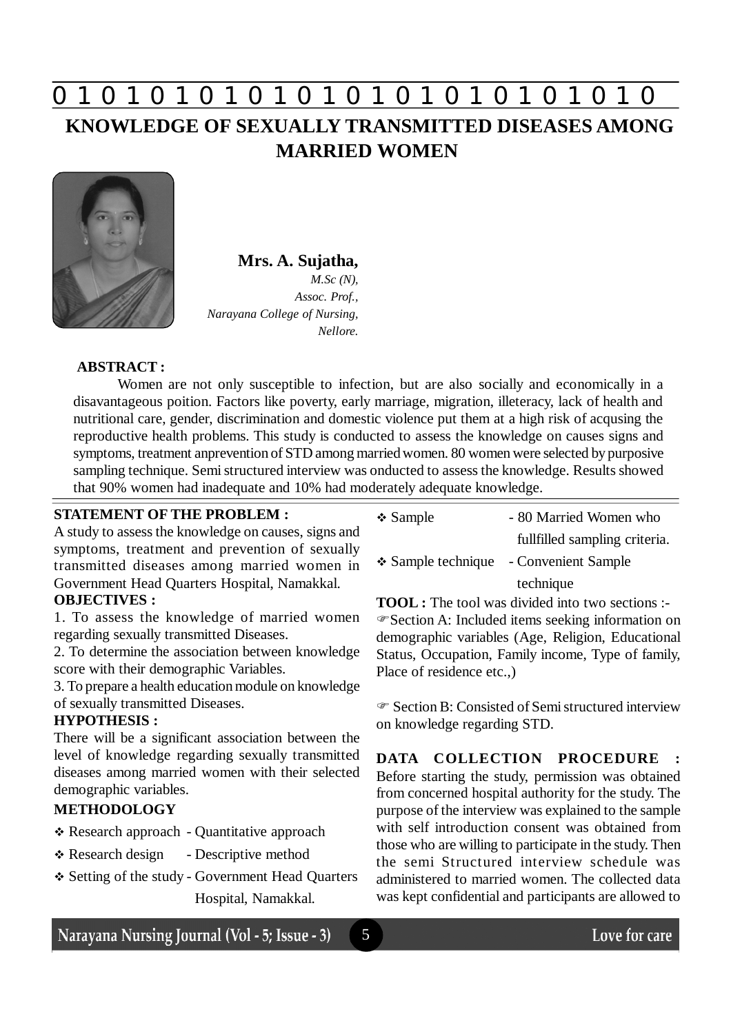# KNOWLEDGE OF SEXUALLY TRANSMITTED DISEASES AMONG MARRIED WOMEN

**Mrs. A. Sujatha,**
*M.Sc (N),*
*Assoc. Prof.,*
*Narayana College of Nursing,*
*Nellore.*

**ABSTRACT :**

Women are not only susceptible to infection, but are also socially and economically in a disavantageous poition. Factors like poverty, early marriage, migration, illeteracy, lack of health and nutritional care, gender, discrimination and domestic violence put them at a high risk of acqusing the reproductive health problems. This study is conducted to assess the knowledge on causes signs and symptoms, treatment anprevention of STD among married women. 80 women were selected by purposive sampling technique. Semi structured interview was onducted to assess the knowledge. Results showed that 90% women had inadequate and 10% had moderately adequate knowledge.

**STATEMENT OF THE PROBLEM :**

A study to assess the knowledge on causes, signs and symptoms, treatment and prevention of sexually transmitted diseases among married women in Government Head Quarters Hospital, Namakkal.

**OBJECTIVES :**

1. To assess the knowledge of married women regarding sexually transmitted Diseases.
2. To determine the association between knowledge score with their demographic Variables.
3. To prepare a health education module on knowledge of sexually transmitted Diseases.

**HYPOTHESIS :**

There will be a significant association between the level of knowledge regarding sexually transmitted diseases among married women with their selected demographic variables.

**METHODOLOGY**

- Research approach - Quantitative approach
- Research design - Descriptive method
- Setting of the study - Government Head Quarters Hospital, Namakkal.
- Sample - 80 Married Women who fullfilled sampling criteria.
- Sample technique - Convenient Sample technique

**TOOL :** The tool was divided into two sections :-

☞Section A: Included items seeking information on demographic variables (Age, Religion, Educational Status, Occupation, Family income, Type of family, Place of residence etc.,)

☞ Section B: Consisted of Semi structured interview on knowledge regarding STD.

**DATA COLLECTION PROCEDURE :**

Before starting the study, permission was obtained from concerned hospital authority for the study. The purpose of the interview was explained to the sample with self introduction consent was obtained from those who are willing to participate in the study. Then the semi Structured interview schedule was administered to married women. The collected data was kept confidential and participants are allowed to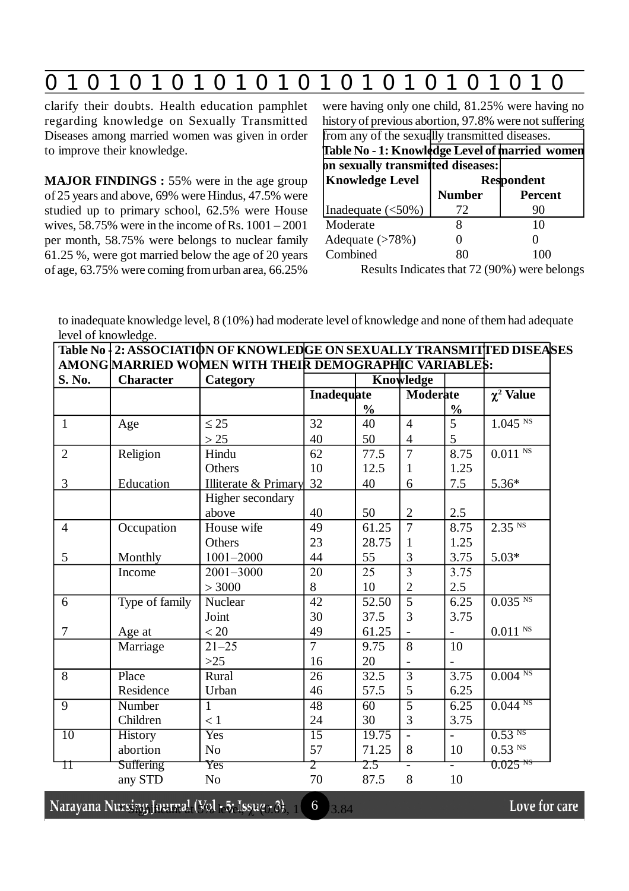clarify their doubts. Health education pamphlet regarding knowledge on Sexually Transmitted Diseases among married women was given in order to improve their knowledge.

**MAJOR FINDINGS :** 55% were in the age group of 25 years and above, 69% were Hindus, 47.5% were studied up to primary school, 62.5% were House wives, 58.75% were in the income of Rs. 1001 – 2001 per month, 58.75% were belongs to nuclear family 61.25 %, were got married below the age of 20 years of age, 63.75% were coming from urban area, 66.25% were having only one child, 81.25% were having no history of previous abortion, 97.8% were not suffering from any of the sexually transmitted diseases.

**Table No - 1: Knowledge Level of married women on sexually transmitted diseases:**

| Knowledge Level | Respondent | |
|---|---|---|
| | **Number** | **Percent** |
| Inadequate (<50%) | 72 | 90 |
| Moderate | 8 | 10 |
| Adequate (>78%) | 0 | 0 |
| Combined | 80 | 100 |

Results Indicates that 72 (90%) were belongs to inadequate knowledge level, 8 (10%) had moderate level of knowledge and none of them had adequate level of knowledge.

**Table No - 2: ASSOCIATION OF KNOWLEDGE ON SEXUALLY TRANSMITTED DISEASES AMONG MARRIED WOMEN WITH THEIR DEMOGRAPHIC VARIABLES:**

| S. No. | Character | Category | Knowledge | | | | |
|---|---|---|---|---|---|---|---|
| | | | **Inadequate** | **%** | **Moderate** | **%** | **$\chi^2$ Value** |
| 1 | Age | ≤ 25 | 32 | 40 | 4 | 5 | $1.045^{NS}$ |
| | | > 25 | 40 | 50 | 4 | 5 | |
| 2 | Religion | Hindu | 62 | 77.5 | 7 | 8.75 | $0.011^{NS}$ |
| | | Others | 10 | 12.5 | 1 | 1.25 | |
| 3 | Education | Illiterate & Primary | 32 | 40 | 6 | 7.5 | 5.36* |
| | | Higher secondary above | 40 | 50 | 2 | 2.5 | |
| 4 | Occupation | House wife | 49 | 61.25 | 7 | 8.75 | $2.35^{NS}$ |
| | | Others | 23 | 28.75 | 1 | 1.25 | |
| 5 | Monthly Income | 1001–2000 | 44 | 55 | 3 | 3.75 | 5.03* |
| | | 2001–3000 | 20 | 25 | 3 | 3.75 | |
| | | > 3000 | 8 | 10 | 2 | 2.5 | |
| 6 | Type of family | Nuclear | 42 | 52.50 | 5 | 6.25 | $0.035^{NS}$ |
| | | Joint | 30 | 37.5 | 3 | 3.75 | |
| 7 | Age at Marriage | < 20 | 49 | 61.25 | - | - | $0.011^{NS}$ |
| | | 21–25 | 7 | 9.75 | 8 | 10 | |
| | | >25 | 16 | 20 | - | - | |
| 8 | Place Residence | Rural | 26 | 32.5 | 3 | 3.75 | $0.004^{NS}$ |
| | | Urban | 46 | 57.5 | 5 | 6.25 | |
| 9 | Number Children | 1 | 48 | 60 | 5 | 6.25 | $0.044^{NS}$ |
| | | < 1 | 24 | 30 | 3 | 3.75 | |
| 10 | History abortion | Yes | 15 | 19.75 | - | - | $0.53^{NS}$ |
| | | No | 57 | 71.25 | 8 | 10 | $0.53^{NS}$ |
| 11 | Suffering any STD | Yes | 2 | 2.5 | - | - | $0.025^{NS}$ |
| | | No | 70 | 87.5 | 8 | 10 | |

* Significant at 5% level, $\chi^2$ (0.05, 1) 3.84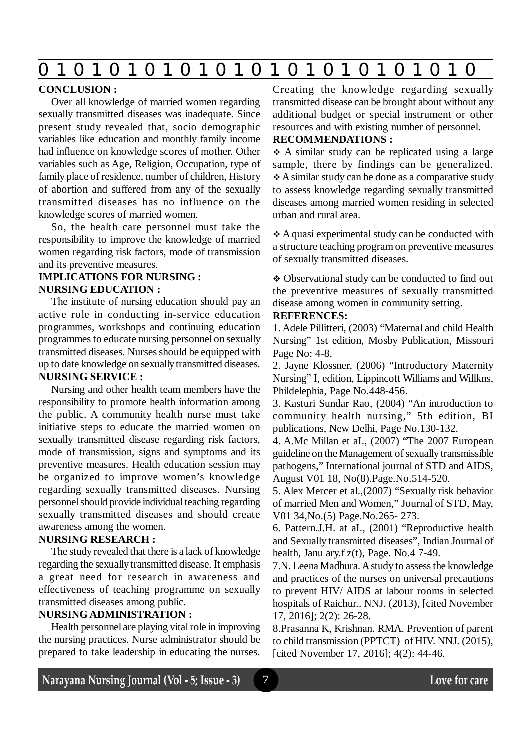## CONCLUSION :

Over all knowledge of married women regarding sexually transmitted diseases was inadequate. Since present study revealed that, socio demographic variables like education and monthly family income had influence on knowledge scores of mother. Other variables such as Age, Religion, Occupation, type of family place of residence, number of children, History of abortion and suffered from any of the sexually transmitted diseases has no influence on the knowledge scores of married women.

So, the health care personnel must take the responsibility to improve the knowledge of married women regarding risk factors, mode of transmission and its preventive measures.

## IMPLICATIONS FOR NURSING :

### NURSING EDUCATION :

The institute of nursing education should pay an active role in conducting in-service education programmes, workshops and continuing education programmes to educate nursing personnel on sexually transmitted diseases. Nurses should be equipped with up to date knowledge on sexually transmitted diseases.

### NURSING SERVICE :

Nursing and other health team members have the responsibility to promote health information among the public. A community health nurse must take initiative steps to educate the married women on sexually transmitted disease regarding risk factors, mode of transmission, signs and symptoms and its preventive measures. Health education session may be organized to improve women's knowledge regarding sexually transmitted diseases. Nursing personnel should provide individual teaching regarding sexually transmitted diseases and should create awareness among the women.

### NURSING RESEARCH :

The study revealed that there is a lack of knowledge regarding the sexually transmitted disease. It emphasis a great need for research in awareness and effectiveness of teaching programme on sexually transmitted diseases among public.

### NURSING ADMINISTRATION :

Health personnel are playing vital role in improving the nursing practices. Nurse administrator should be prepared to take leadership in educating the nurses. Creating the knowledge regarding sexually transmitted disease can be brought about without any additional budget or special instrument or other resources and with existing number of personnel.

## RECOMMENDATIONS :

- A similar study can be replicated using a large sample, there by findings can be generalized.
- A similar study can be done as a comparative study to assess knowledge regarding sexually transmitted diseases among married women residing in selected urban and rural area.
- A quasi experimental study can be conducted with a structure teaching program on preventive measures of sexually transmitted diseases.
- Observational study can be conducted to find out the preventive measures of sexually transmitted disease among women in community setting.

## REFERENCES:

1. Adele Pillitteri, (2003) "Maternal and child Health Nursing" 1st edition, Mosby Publication, Missouri Page No: 4-8.
2. Jayne Klossner, (2006) "Introductory Maternity Nursing" I, edition, Lippincott Williams and Willkns, Phildelephia, Page No.448-456.
3. Kasturi Sundar Rao, (2004) "An introduction to community health nursing," 5th edition, BI publications, New Delhi, Page No.130-132.
4. A.Mc Millan et aI., (2007) "The 2007 European guideline on the Management of sexually transmissible pathogens," International journal of STD and AIDS, August V01 18, No(8).Page.No.514-520.
5. Alex Mercer et al.,(2007) "Sexually risk behavior of married Men and Women," Journal of STD, May, V01 34,No.(5) Page.No.265- 273.
6. Pattern.J.H. at aI., (2001) "Reproductive health and Sexually transmitted diseases", Indian Journal of health, Janu ary.f z(t), Page. No.4 7-49.
7. N. Leena Madhura. A study to assess the knowledge and practices of the nurses on universal precautions to prevent HIV/ AIDS at labour rooms in selected hospitals of Raichur.. NNJ. (2013), [cited November 17, 2016]; 2(2): 26-28.
8. Prasanna K, Krishnan. RMA. Prevention of parent to child transmission (PPTCT) of HIV. NNJ. (2015), [cited November 17, 2016]; 4(2): 44-46.